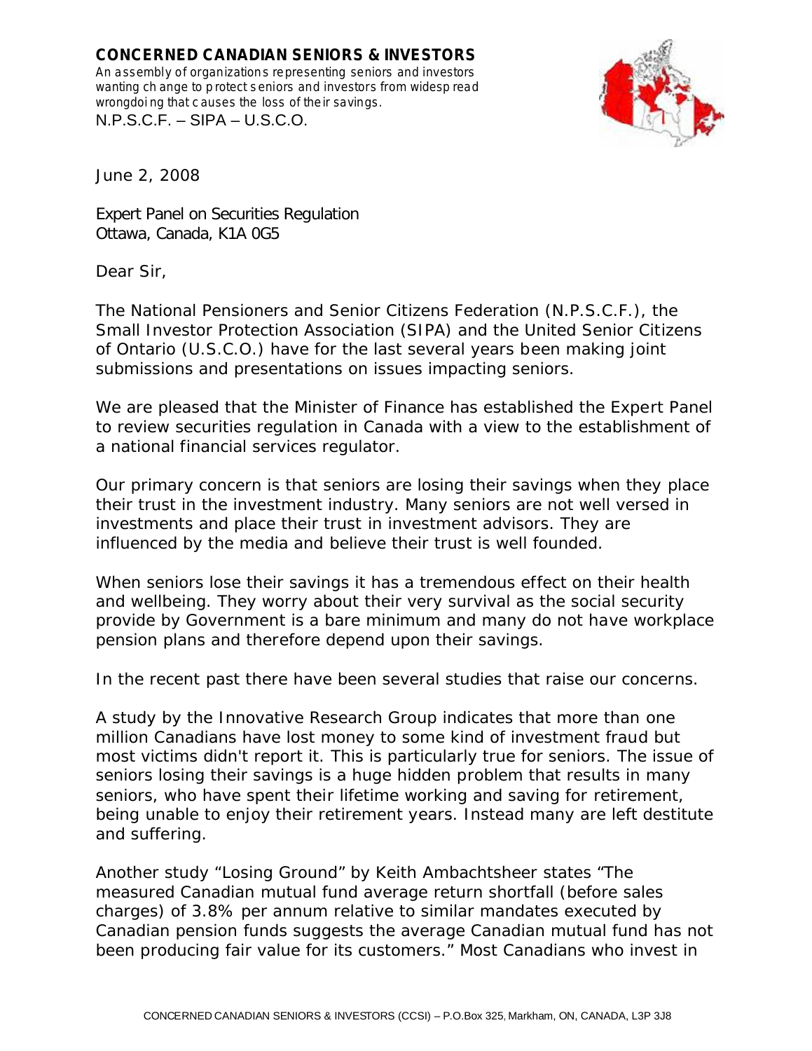**CONCERNED CANADIAN SENIORS & INVESTORS**

*An assembly of organizations representing seniors and investors wanting change to protect seniors and investors from widespread wrongdoing that causes the loss of their savings.*

N.P.S.C.F. – SIPA – U.S.C.O.

June 2, 2008

Expert Panel on Securities Regulation
Ottawa, Canada, K1A 0G5

Dear Sir,

The National Pensioners and Senior Citizens Federation (N.P.S.C.F.), the Small Investor Protection Association (SIPA) and the United Senior Citizens of Ontario (U.S.C.O.) have for the last several years been making joint submissions and presentations on issues impacting seniors.

We are pleased that the Minister of Finance has established the Expert Panel to review securities regulation in Canada with a view to the establishment of a national financial services regulator.

Our primary concern is that seniors are losing their savings when they place their trust in the investment industry. Many seniors are not well versed in investments and place their trust in investment advisors. They are influenced by the media and believe their trust is well founded.

When seniors lose their savings it has a tremendous effect on their health and wellbeing. They worry about their very survival as the social security provide by Government is a bare minimum and many do not have workplace pension plans and therefore depend upon their savings.

In the recent past there have been several studies that raise our concerns.

A study by the Innovative Research Group indicates that more than one million Canadians have lost money to some kind of investment fraud but most victims didn't report it. This is particularly true for seniors. The issue of seniors losing their savings is a huge hidden problem that results in many seniors, who have spent their lifetime working and saving for retirement, being unable to enjoy their retirement years. Instead many are left destitute and suffering.

Another study "Losing Ground" by Keith Ambachtsheer states "The measured Canadian mutual fund average return shortfall (before sales charges) of 3.8% per annum relative to similar mandates executed by Canadian pension funds suggests the average Canadian mutual fund has not been producing fair value for its customers." Most Canadians who invest in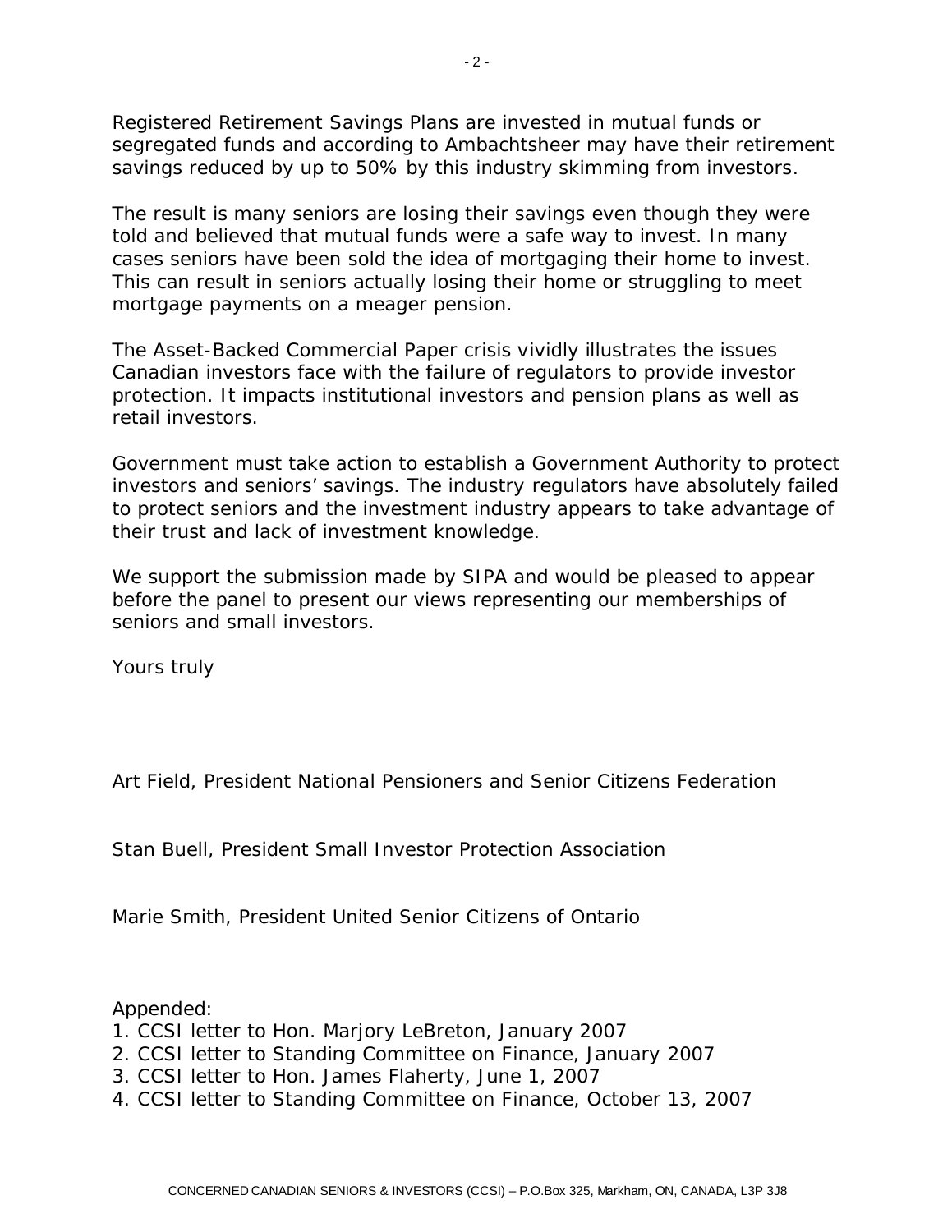Registered Retirement Savings Plans are invested in mutual funds or segregated funds and according to Ambachtsheer may have their retirement savings reduced by up to 50% by this industry skimming from investors.

The result is many seniors are losing their savings even though they were told and believed that mutual funds were a safe way to invest. In many cases seniors have been sold the idea of mortgaging their home to invest. This can result in seniors actually losing their home or struggling to meet mortgage payments on a meager pension.

The Asset-Backed Commercial Paper crisis vividly illustrates the issues Canadian investors face with the failure of regulators to provide investor protection. It impacts institutional investors and pension plans as well as retail investors.

Government must take action to establish a Government Authority to protect investors and seniors' savings. The industry regulators have absolutely failed to protect seniors and the investment industry appears to take advantage of their trust and lack of investment knowledge.

We support the submission made by SIPA and would be pleased to appear before the panel to present our views representing our memberships of seniors and small investors.

Yours truly

Art Field, President National Pensioners and Senior Citizens Federation

Stan Buell, President Small Investor Protection Association

Marie Smith, President United Senior Citizens of Ontario

Appended:

1. CCSI letter to Hon. Marjory LeBreton, January 2007
2. CCSI letter to Standing Committee on Finance, January 2007
3. CCSI letter to Hon. James Flaherty, June 1, 2007
4. CCSI letter to Standing Committee on Finance, October 13, 2007

CONCERNED CANADIAN SENIORS & INVESTORS (CCSI) – P.O.Box 325, Markham, ON, CANADA, L3P 3J8